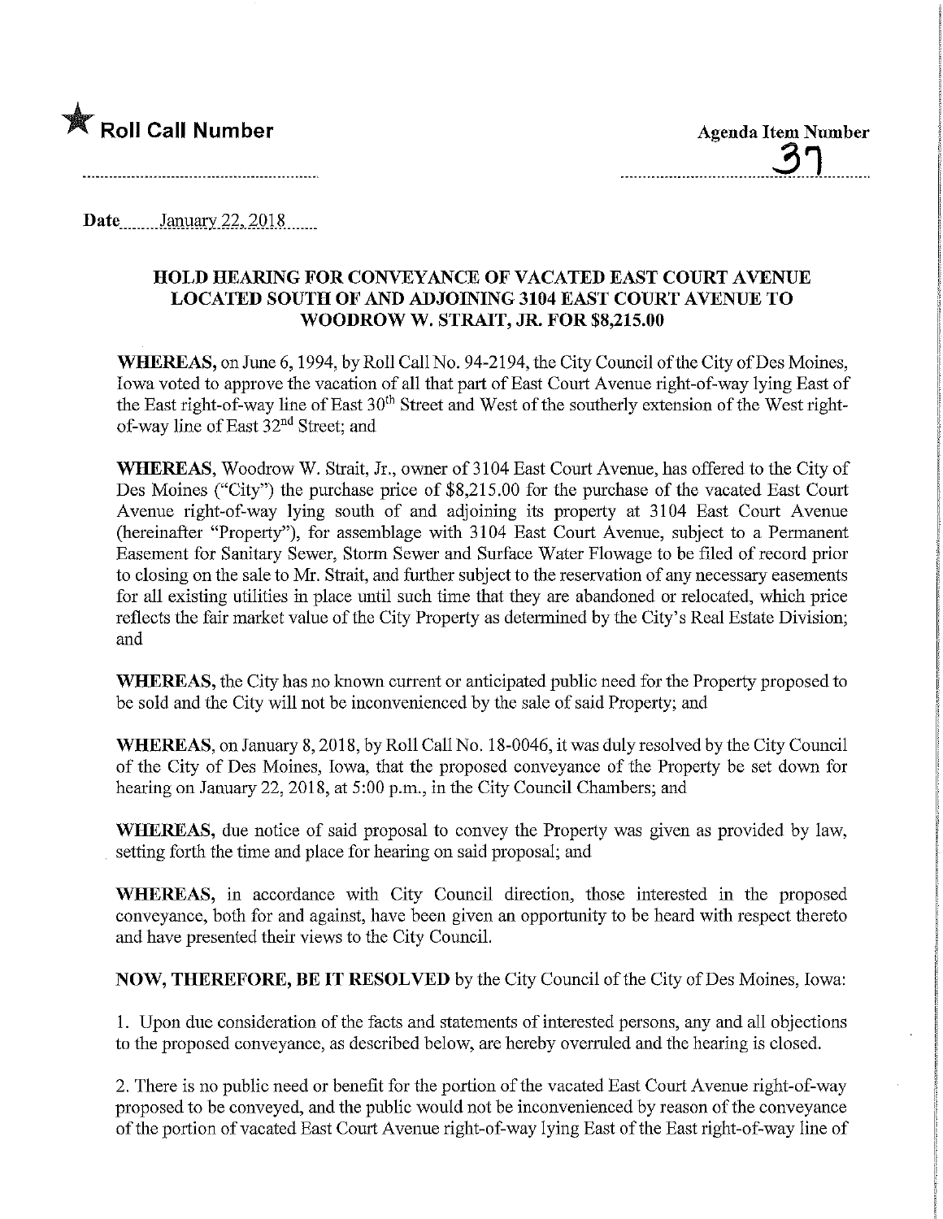★ **Roll Call Number**

**Agenda Item Number**
37

Date January 22, 2018

## HOLD HEARING FOR CONVEYANCE OF VACATED EAST COURT AVENUE LOCATED SOUTH OF AND ADJOINING 3104 EAST COURT AVENUE TO WOODROW W. STRAIT, JR. FOR $8,215.00

**WHEREAS,** on June 6, 1994, by Roll Call No. 94-2194, the City Council of the City of Des Moines, Iowa voted to approve the vacation of all that part of East Court Avenue right-of-way lying East of the East right-of-way line of East 30th Street and West of the southerly extension of the West right-of-way line of East 32nd Street; and

**WHEREAS,** Woodrow W. Strait, Jr., owner of 3104 East Court Avenue, has offered to the City of Des Moines ("City") the purchase price of $8,215.00 for the purchase of the vacated East Court Avenue right-of-way lying south of and adjoining its property at 3104 East Court Avenue (hereinafter "Property"), for assemblage with 3104 East Court Avenue, subject to a Permanent Easement for Sanitary Sewer, Storm Sewer and Surface Water Flowage to be filed of record prior to closing on the sale to Mr. Strait, and further subject to the reservation of any necessary easements for all existing utilities in place until such time that they are abandoned or relocated, which price reflects the fair market value of the City Property as determined by the City's Real Estate Division; and

**WHEREAS,** the City has no known current or anticipated public need for the Property proposed to be sold and the City will not be inconvenienced by the sale of said Property; and

**WHEREAS,** on January 8, 2018, by Roll Call No. 18-0046, it was duly resolved by the City Council of the City of Des Moines, Iowa, that the proposed conveyance of the Property be set down for hearing on January 22, 2018, at 5:00 p.m., in the City Council Chambers; and

**WHEREAS,** due notice of said proposal to convey the Property was given as provided by law, setting forth the time and place for hearing on said proposal; and

**WHEREAS,** in accordance with City Council direction, those interested in the proposed conveyance, both for and against, have been given an opportunity to be heard with respect thereto and have presented their views to the City Council.

**NOW, THEREFORE, BE IT RESOLVED** by the City Council of the City of Des Moines, Iowa:

1. Upon due consideration of the facts and statements of interested persons, any and all objections to the proposed conveyance, as described below, are hereby overruled and the hearing is closed.

2. There is no public need or benefit for the portion of the vacated East Court Avenue right-of-way proposed to be conveyed, and the public would not be inconvenienced by reason of the conveyance of the portion of vacated East Court Avenue right-of-way lying East of the East right-of-way line of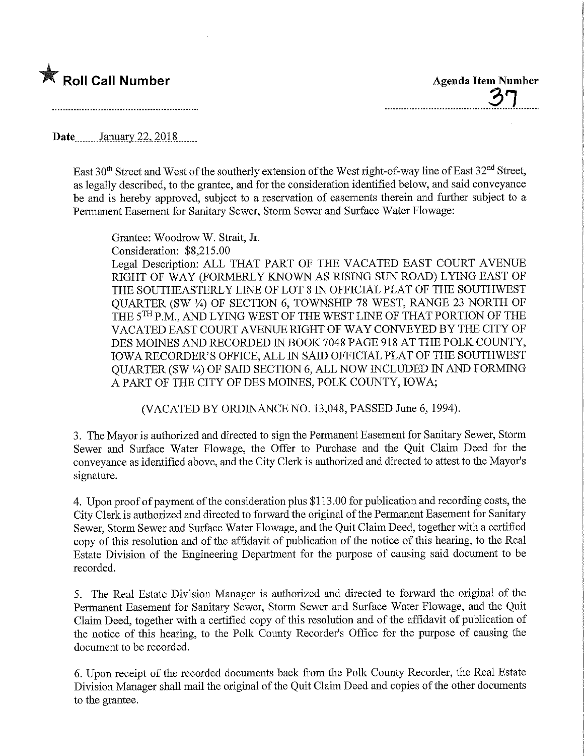★ **Roll Call Number**

**Agenda Item Number**
37

**Date** January 22, 2018

East 30th Street and West of the southerly extension of the West right-of-way line of East 32nd Street, as legally described, to the grantee, and for the consideration identified below, and said conveyance be and is hereby approved, subject to a reservation of easements therein and further subject to a Permanent Easement for Sanitary Sewer, Storm Sewer and Surface Water Flowage:

Grantee: Woodrow W. Strait, Jr.
Consideration: $8,215.00
Legal Description: ALL THAT PART OF THE VACATED EAST COURT AVENUE RIGHT OF WAY (FORMERLY KNOWN AS RISING SUN ROAD) LYING EAST OF THE SOUTHEASTERLY LINE OF LOT 8 IN OFFICIAL PLAT OF THE SOUTHWEST QUARTER (SW ¼) OF SECTION 6, TOWNSHIP 78 WEST, RANGE 23 NORTH OF THE 5TH P.M., AND LYING WEST OF THE WEST LINE OF THAT PORTION OF THE VACATED EAST COURT AVENUE RIGHT OF WAY CONVEYED BY THE CITY OF DES MOINES AND RECORDED IN BOOK 7048 PAGE 918 AT THE POLK COUNTY, IOWA RECORDER'S OFFICE, ALL IN SAID OFFICIAL PLAT OF THE SOUTHWEST QUARTER (SW ¼) OF SAID SECTION 6, ALL NOW INCLUDED IN AND FORMING A PART OF THE CITY OF DES MOINES, POLK COUNTY, IOWA;

(VACATED BY ORDINANCE NO. 13,048, PASSED June 6, 1994).

3. The Mayor is authorized and directed to sign the Permanent Easement for Sanitary Sewer, Storm Sewer and Surface Water Flowage, the Offer to Purchase and the Quit Claim Deed for the conveyance as identified above, and the City Clerk is authorized and directed to attest to the Mayor's signature.

4. Upon proof of payment of the consideration plus $113.00 for publication and recording costs, the City Clerk is authorized and directed to forward the original of the Permanent Easement for Sanitary Sewer, Storm Sewer and Surface Water Flowage, and the Quit Claim Deed, together with a certified copy of this resolution and of the affidavit of publication of the notice of this hearing, to the Real Estate Division of the Engineering Department for the purpose of causing said document to be recorded.

5. The Real Estate Division Manager is authorized and directed to forward the original of the Permanent Easement for Sanitary Sewer, Storm Sewer and Surface Water Flowage, and the Quit Claim Deed, together with a certified copy of this resolution and of the affidavit of publication of the notice of this hearing, to the Polk County Recorder's Office for the purpose of causing the document to be recorded.

6. Upon receipt of the recorded documents back from the Polk County Recorder, the Real Estate Division Manager shall mail the original of the Quit Claim Deed and copies of the other documents to the grantee.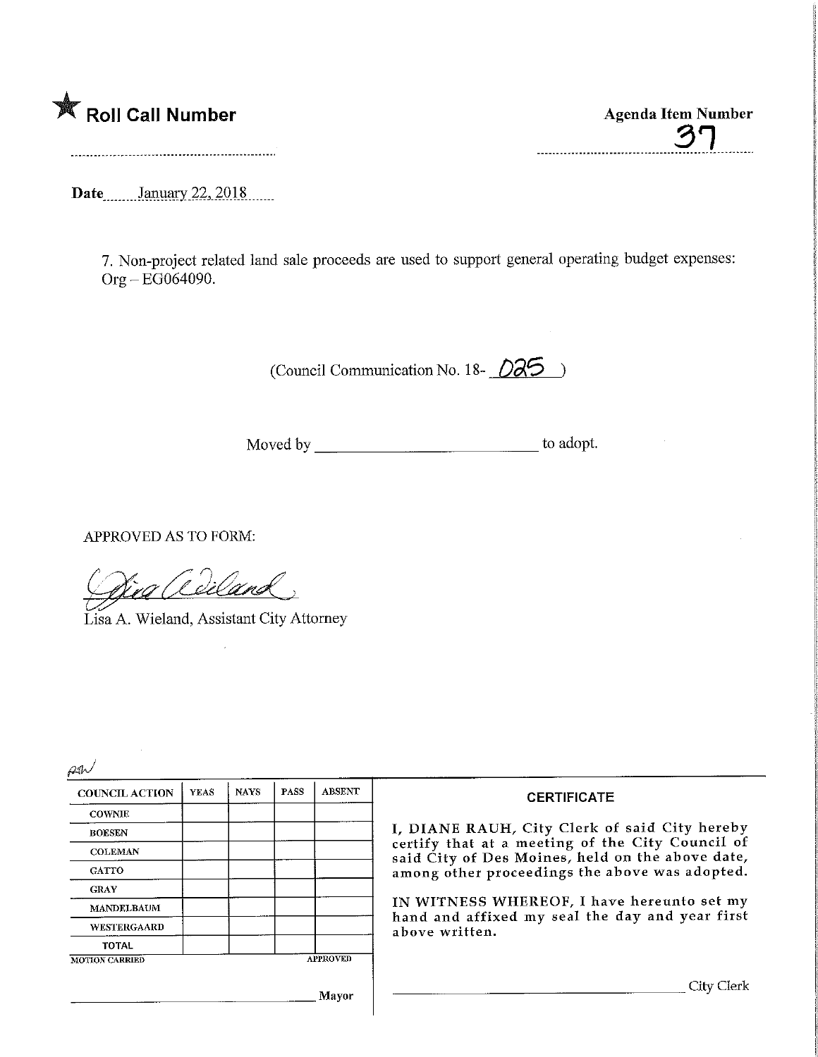★ **Roll Call Number**

**Agenda Item Number**
37

**Date** January 22, 2018

7. Non-project related land sale proceeds are used to support general operating budget expenses: Org – EG064090.

(Council Communication No. 18- 025 )

Moved by ____________________ to adopt.

APPROVED AS TO FORM:

Lisa A. Wieland, Assistant City Attorney

| COUNCIL ACTION | YEAS | NAYS | PASS | ABSENT |
|---|---|---|---|---|
| COWNIE | | | | |
| BOESEN | | | | |
| COLEMAN | | | | |
| GATTO | | | | |
| GRAY | | | | |
| MANDELBAUM | | | | |
| WESTERGAARD | | | | |
| TOTAL | | | | |

MOTION CARRIED APPROVED

____________________ Mayor

**CERTIFICATE**

I, DIANE RAUH, City Clerk of said City hereby certify that at a meeting of the City Council of said City of Des Moines, held on the above date, among other proceedings the above was adopted.

IN WITNESS WHEREOF, I have hereunto set my hand and affixed my seal the day and year first above written.

____________________ City Clerk